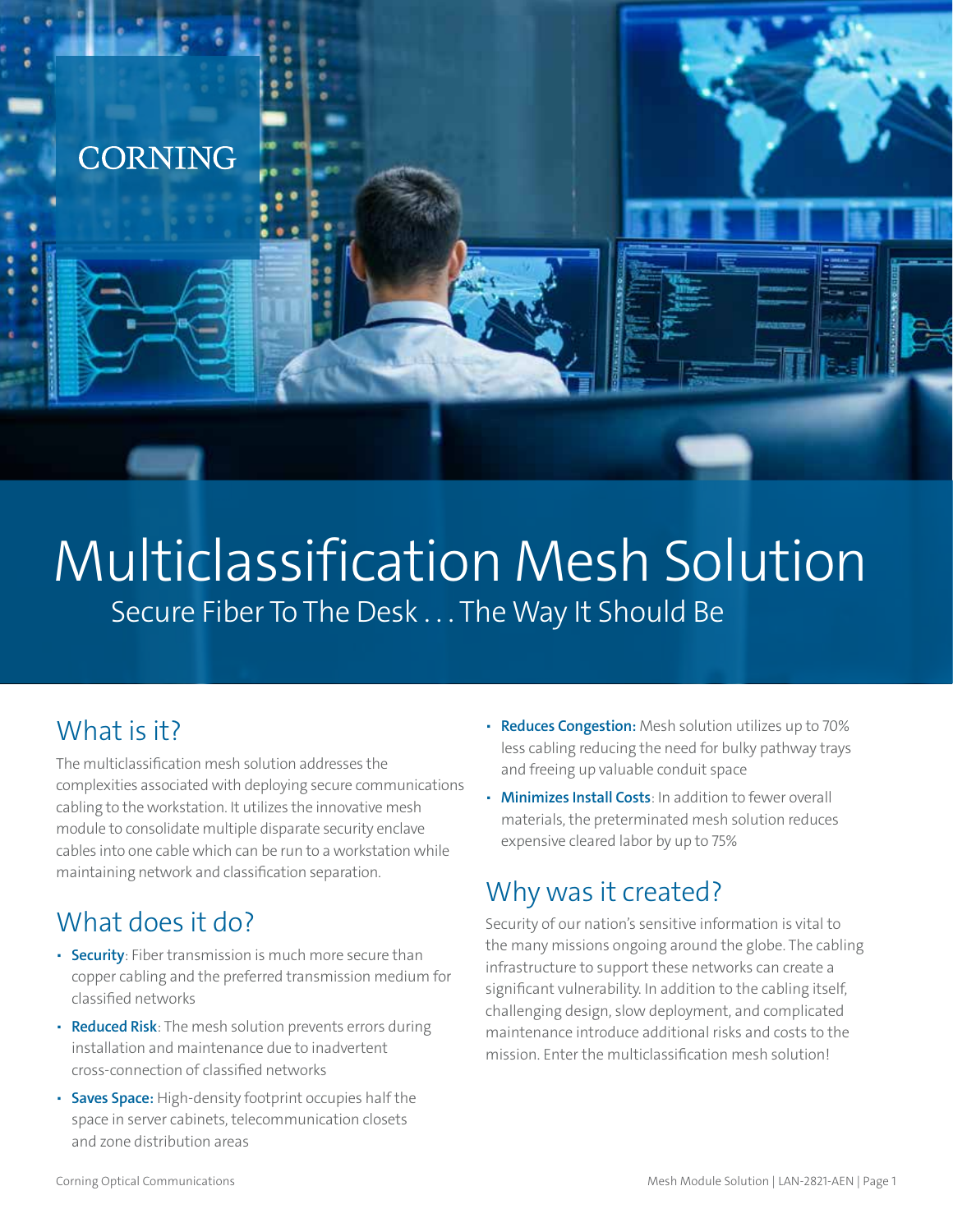CORNING

# Multiclassification Mesh Solution

## Secure Fiber To The Desk . . . The Way It Should Be

## What is it?

The multiclassification mesh solution addresses the complexities associated with deploying secure communications cabling to the workstation. It utilizes the innovative mesh module to consolidate multiple disparate security enclave cables into one cable which can be run to a workstation while maintaining network and classification separation.

## What does it do?

- **Security**: Fiber transmission is much more secure than copper cabling and the preferred transmission medium for classified networks
- **Reduced Risk**: The mesh solution prevents errors during installation and maintenance due to inadvertent cross-connection of classified networks
- **Saves Space:** High-density footprint occupies half the space in server cabinets, telecommunication closets and zone distribution areas
- **Reduces Congestion:** Mesh solution utilizes up to 70% less cabling reducing the need for bulky pathway trays and freeing up valuable conduit space
- **Minimizes Install Costs**: In addition to fewer overall materials, the preterminated mesh solution reduces expensive cleared labor by up to 75%

## Why was it created?

Security of our nation's sensitive information is vital to the many missions ongoing around the globe. The cabling infrastructure to support these networks can create a significant vulnerability. In addition to the cabling itself, challenging design, slow deployment, and complicated maintenance introduce additional risks and costs to the mission. Enter the multiclassification mesh solution!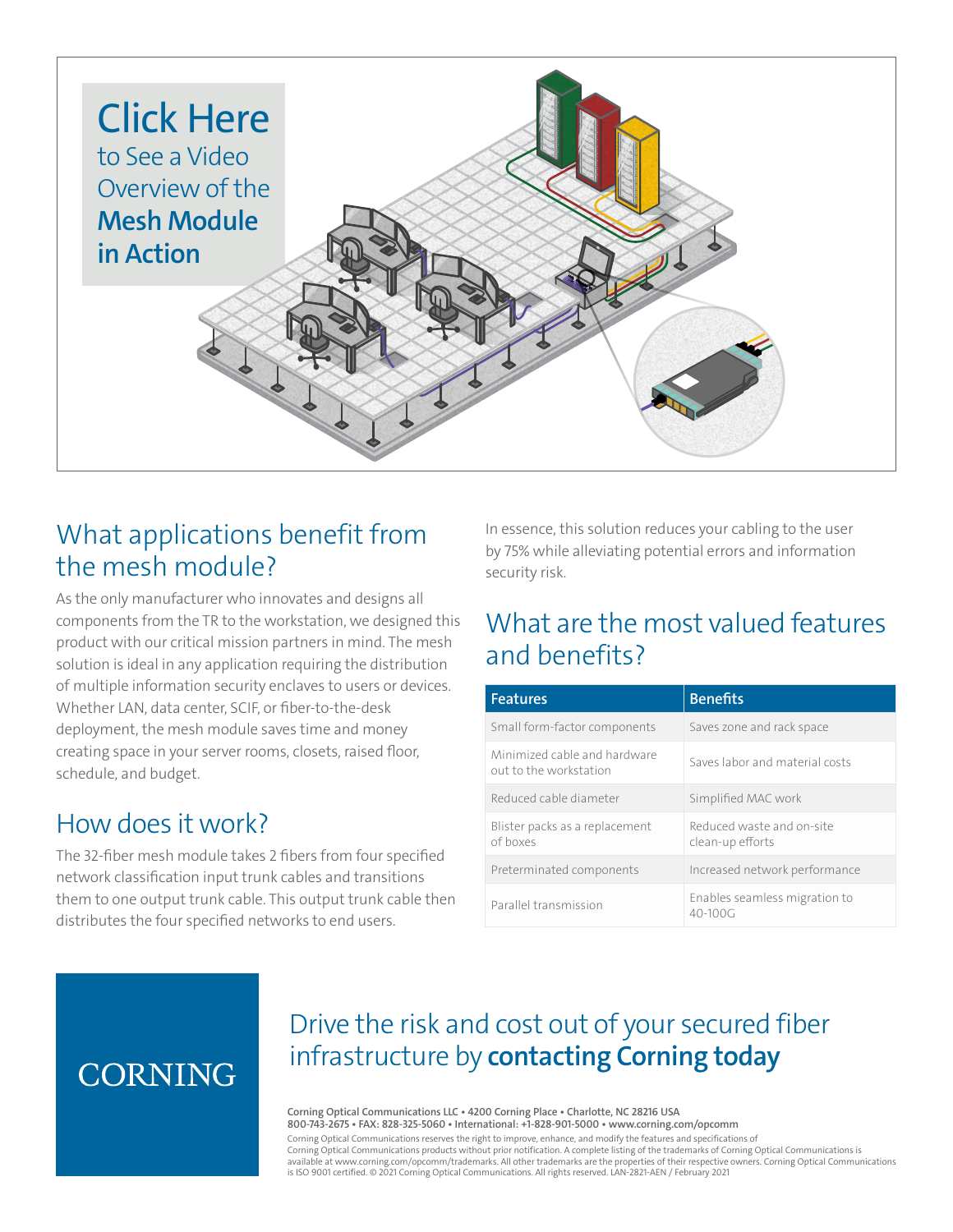**Click Here** to See a Video Overview of the **Mesh Module in Action**

## What applications benefit from the mesh module?

As the only manufacturer who innovates and designs all components from the TR to the workstation, we designed this product with our critical mission partners in mind. The mesh solution is ideal in any application requiring the distribution of multiple information security enclaves to users or devices. Whether LAN, data center, SCIF, or fiber-to-the-desk deployment, the mesh module saves time and money creating space in your server rooms, closets, raised floor, schedule, and budget.

## How does it work?

The 32-fiber mesh module takes 2 fibers from four specified network classification input trunk cables and transitions them to one output trunk cable. This output trunk cable then distributes the four specified networks to end users.

In essence, this solution reduces your cabling to the user by 75% while alleviating potential errors and information security risk.

## What are the most valued features and benefits?

| Features | Benefits |
| --- | --- |
| Small form-factor components | Saves zone and rack space |
| Minimized cable and hardware out to the workstation | Saves labor and material costs |
| Reduced cable diameter | Simplified MAC work |
| Blister packs as a replacement of boxes | Reduced waste and on-site clean-up efforts |
| Preterminated components | Increased network performance |
| Parallel transmission | Enables seamless migration to 40-100G |

CORNING

## Drive the risk and cost out of your secured fiber infrastructure by **contacting Corning today**

**Corning Optical Communications LLC • 4200 Corning Place • Charlotte, NC 28216 USA**
**800-743-2675 • FAX: 828-325-5060 • International: +1-828-901-5000 • www.corning.com/opcomm**

Corning Optical Communications reserves the right to improve, enhance, and modify the features and specifications of Corning Optical Communications products without prior notification. A complete listing of the trademarks of Corning Optical Communications is available at www.corning.com/opcomm/trademarks. All other trademarks are the properties of their respective owners. Corning Optical Communications is ISO 9001 certified. © 2021 Corning Optical Communications. All rights reserved. LAN-2821-AEN / February 2021